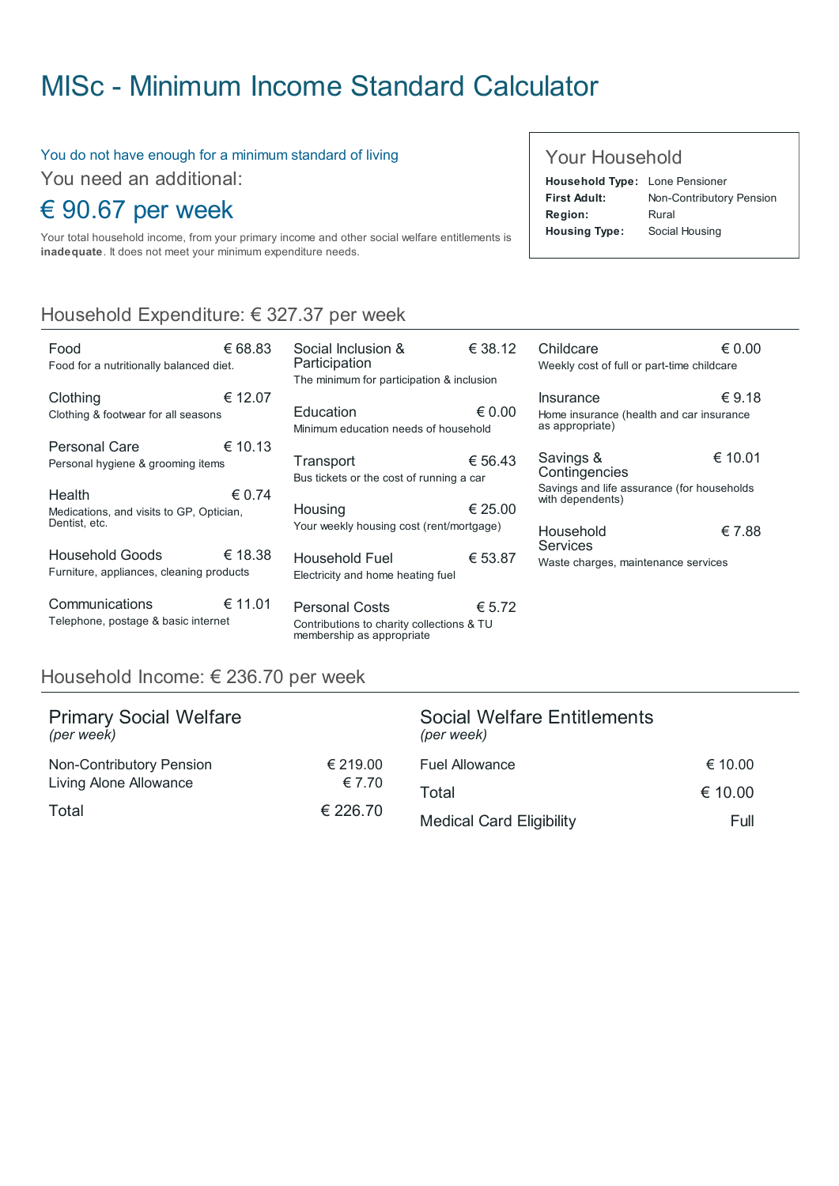# MISc - Minimum Income Standard Calculator

You do not have enough for a minimum standard of living

You need an additional:

## € 90.67 per week

Your total household income, from your primary income and other social welfare entitlements is **inadequate**. It does not meet your minimum expenditure needs.

### Your Household

| | |
|---|---|
| **Household Type:** | Lone Pensioner |
| **First Adult:** | Non-Contributory Pension |
| **Region:** | Rural |
| **Housing Type:** | Social Housing |

## Household Expenditure: € 327.37 per week

| Item | Description | Amount |
|---|---|---|
| Food | Food for a nutritionally balanced diet. | € 68.83 |
| Clothing | Clothing & footwear for all seasons | € 12.07 |
| Personal Care | Personal hygiene & grooming items | € 10.13 |
| Health | Medications, and visits to GP, Optician, Dentist, etc. | € 0.74 |
| Household Goods | Furniture, appliances, cleaning products | € 18.38 |
| Communications | Telephone, postage & basic internet | € 11.01 |
| Social Inclusion & Participation | The minimum for participation & inclusion | € 38.12 |
| Education | Minimum education needs of household | € 0.00 |
| Transport | Bus tickets or the cost of running a car | € 56.43 |
| Housing | Your weekly housing cost (rent/mortgage) | € 25.00 |
| Household Fuel | Electricity and home heating fuel | € 53.87 |
| Personal Costs | Contributions to charity collections & TU membership as appropriate | € 5.72 |
| Childcare | Weekly cost of full or part-time childcare | € 0.00 |
| Insurance | Home insurance (health and car insurance as appropriate) | € 9.18 |
| Savings & Contingencies | Savings and life assurance (for households with dependents) | € 10.01 |
| Household Services | Waste charges, maintenance services | € 7.88 |

## Household Income: € 236.70 per week

### Primary Social Welfare
*(per week)*

| | |
|---|---|
| Non-Contributory Pension | € 219.00 |
| Living Alone Allowance | € 7.70 |
| Total | € 226.70 |

### Social Welfare Entitlements
*(per week)*

| | |
|---|---|
| Fuel Allowance | € 10.00 |
| Total | € 10.00 |
| Medical Card Eligibility | Full |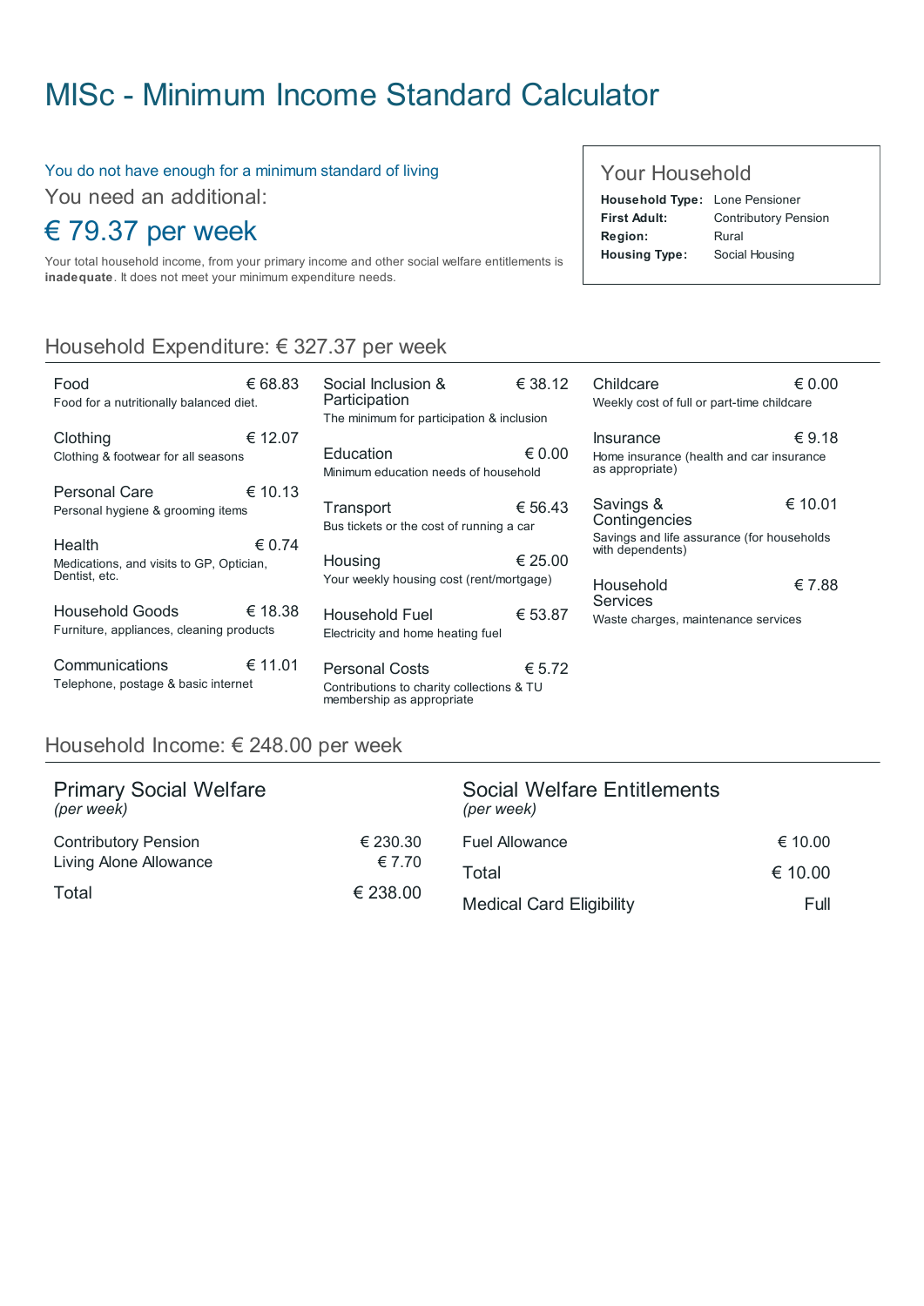# MISc - Minimum Income Standard Calculator

You do not have enough for a minimum standard of living

You need an additional:

## € 79.37 per week

Your total household income, from your primary income and other social welfare entitlements is **inadequate**. It does not meet your minimum expenditure needs.

### Your Household

| | |
|---|---|
| **Household Type:** | Lone Pensioner |
| **First Adult:** | Contributory Pension |
| **Region:** | Rural |
| **Housing Type:** | Social Housing |

## Household Expenditure: € 327.37 per week

| Item | Description | Amount |
|---|---|---|
| Food | Food for a nutritionally balanced diet. | € 68.83 |
| Clothing | Clothing & footwear for all seasons | € 12.07 |
| Personal Care | Personal hygiene & grooming items | € 10.13 |
| Health | Medications, and visits to GP, Optician, Dentist, etc. | € 0.74 |
| Household Goods | Furniture, appliances, cleaning products | € 18.38 |
| Communications | Telephone, postage & basic internet | € 11.01 |
| Social Inclusion & Participation | The minimum for participation & inclusion | € 38.12 |
| Education | Minimum education needs of household | € 0.00 |
| Transport | Bus tickets or the cost of running a car | € 56.43 |
| Housing | Your weekly housing cost (rent/mortgage) | € 25.00 |
| Household Fuel | Electricity and home heating fuel | € 53.87 |
| Personal Costs | Contributions to charity collections & TU membership as appropriate | € 5.72 |
| Childcare | Weekly cost of full or part-time childcare | € 0.00 |
| Insurance | Home insurance (health and car insurance as appropriate) | € 9.18 |
| Savings & Contingencies | Savings and life assurance (for households with dependents) | € 10.01 |
| Household Services | Waste charges, maintenance services | € 7.88 |

## Household Income: € 248.00 per week

### Primary Social Welfare
*(per week)*

| | |
|---|---|
| Contributory Pension | € 230.30 |
| Living Alone Allowance | € 7.70 |
| Total | € 238.00 |

### Social Welfare Entitlements
*(per week)*

| | |
|---|---|
| Fuel Allowance | € 10.00 |
| Total | € 10.00 |
| Medical Card Eligibility | Full |